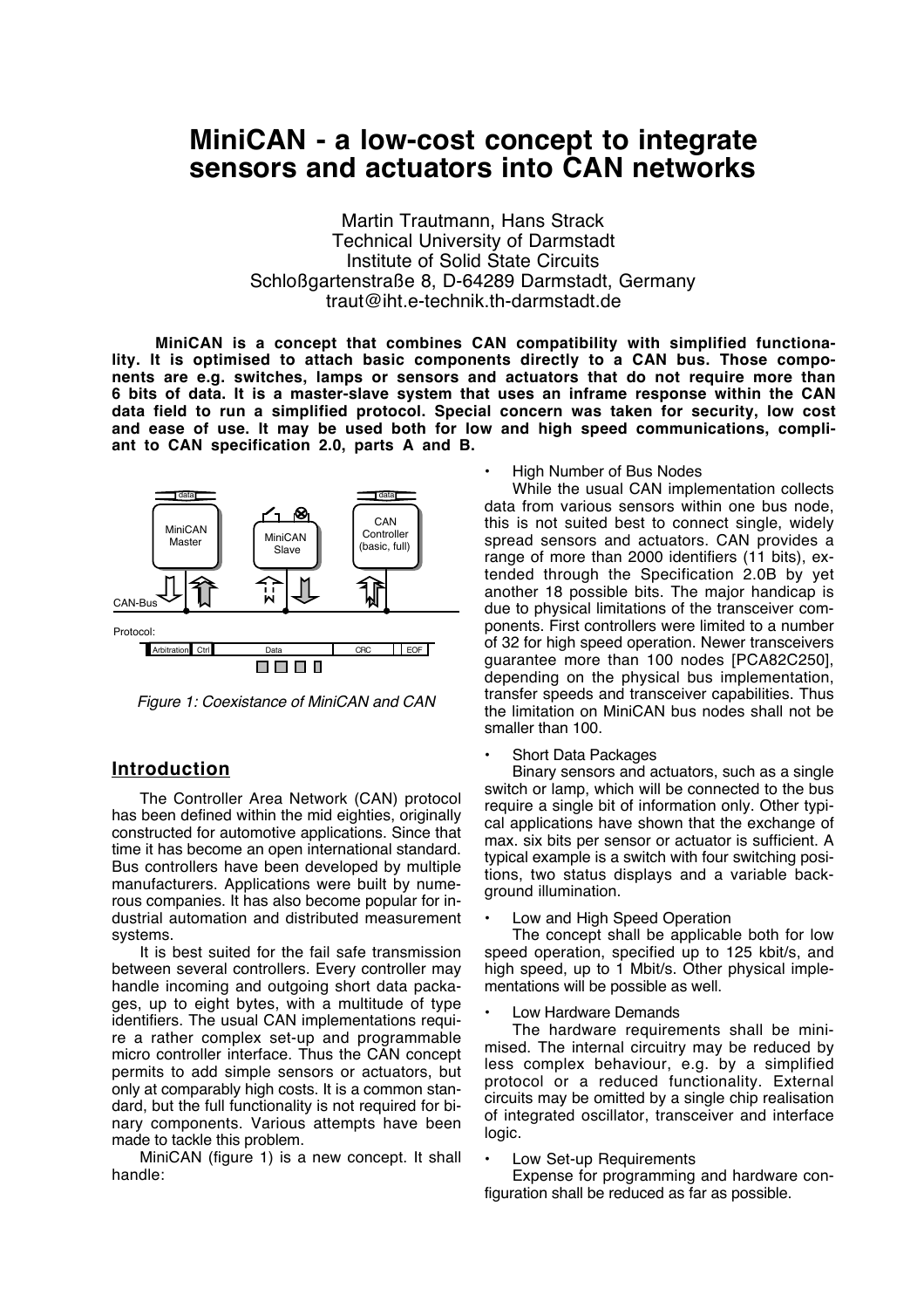# MiniCAN - a low-cost concept to integrate sensors and actuators into CAN networks

Martin Trautmann, Hans Strack
Technical University of Darmstadt
Institute of Solid State Circuits
Schloßgartenstraße 8, D-64289 Darmstadt, Germany
traut@iht.e-technik.th-darmstadt.de

**MiniCAN is a concept that combines CAN compatibility with simplified functionality. It is optimised to attach basic components directly to a CAN bus. Those components are e.g. switches, lamps or sensors and actuators that do not require more than 6 bits of data. It is a master-slave system that uses an inframe response within the CAN data field to run a simplified protocol. Special concern was taken for security, low cost and ease of use. It may be used both for low and high speed communications, compliant to CAN specification 2.0, parts A and B.**

*Figure 1: Coexistance of MiniCAN and CAN*

## Introduction

The Controller Area Network (CAN) protocol has been defined within the mid eighties, originally constructed for automotive applications. Since that time it has become an open international standard. Bus controllers have been developed by multiple manufacturers. Applications were built by numerous companies. It has also become popular for industrial automation and distributed measurement systems.

It is best suited for the fail safe transmission between several controllers. Every controller may handle incoming and outgoing short data packages, up to eight bytes, with a multitude of type identifiers. The usual CAN implementations require a rather complex set-up and programmable micro controller interface. Thus the CAN concept permits to add simple sensors or actuators, but only at comparably high costs. It is a common standard, but the full functionality is not required for binary components. Various attempts have been made to tackle this problem.

MiniCAN (figure 1) is a new concept. It shall handle:

- High Number of Bus Nodes

  While the usual CAN implementation collects data from various sensors within one bus node, this is not suited best to connect single, widely spread sensors and actuators. CAN provides a range of more than 2000 identifiers (11 bits), extended through the Specification 2.0B by yet another 18 possible bits. The major handicap is due to physical limitations of the transceiver components. First controllers were limited to a number of 32 for high speed operation. Newer transceivers guarantee more than 100 nodes [PCA82C250], depending on the physical bus implementation, transfer speeds and transceiver capabilities. Thus the limitation on MiniCAN bus nodes shall not be smaller than 100.

- Short Data Packages

  Binary sensors and actuators, such as a single switch or lamp, which will be connected to the bus require a single bit of information only. Other typical applications have shown that the exchange of max. six bits per sensor or actuator is sufficient. A typical example is a switch with four switching positions, two status displays and a variable background illumination.

- Low and High Speed Operation

  The concept shall be applicable both for low speed operation, specified up to 125 kbit/s, and high speed, up to 1 Mbit/s. Other physical implementations will be possible as well.

- Low Hardware Demands

  The hardware requirements shall be minimised. The internal circuitry may be reduced by less complex behaviour, e.g. by a simplified protocol or a reduced functionality. External circuits may be omitted by a single chip realisation of integrated oscillator, transceiver and interface logic.

- Low Set-up Requirements

  Expense for programming and hardware configuration shall be reduced as far as possible.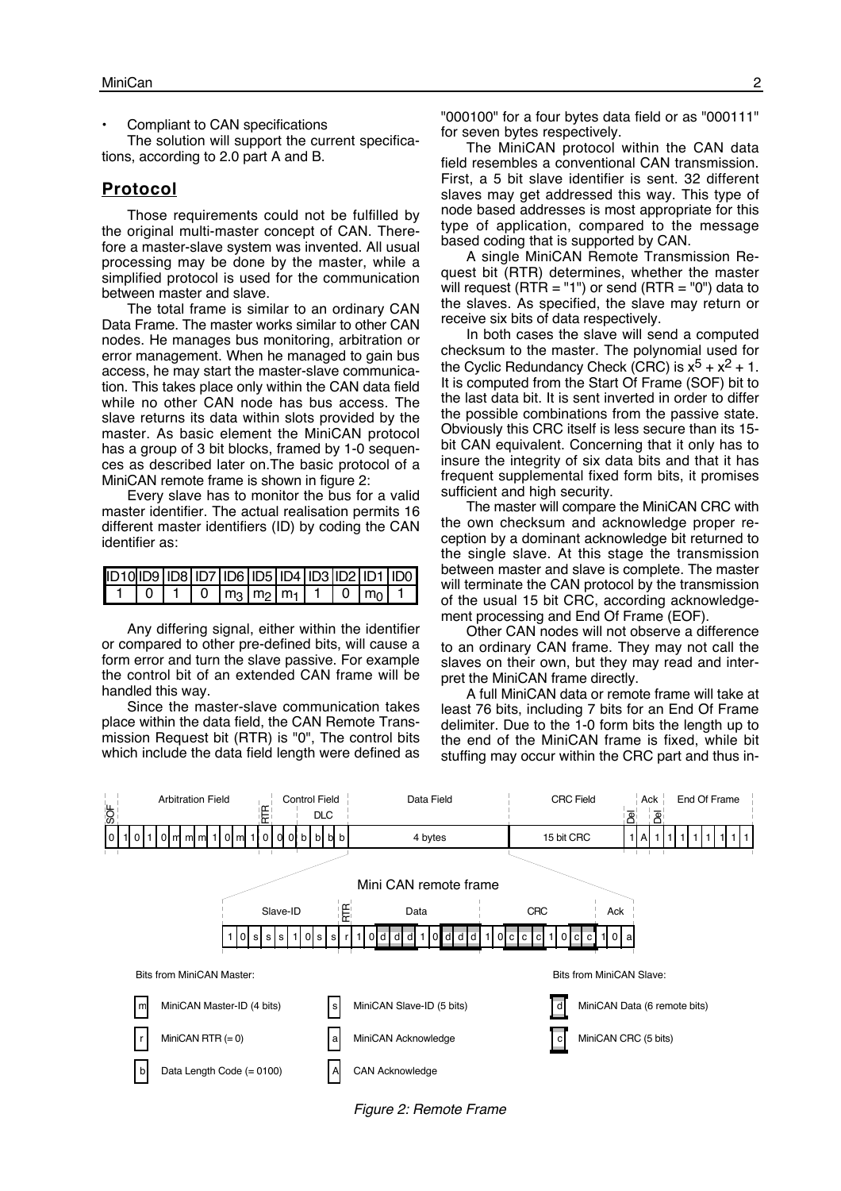- Compliant to CAN specifications

The solution will support the current specifications, according to 2.0 part A and B.

## Protocol

Those requirements could not be fulfilled by the original multi-master concept of CAN. Therefore a master-slave system was invented. All usual processing may be done by the master, while a simplified protocol is used for the communication between master and slave.

The total frame is similar to an ordinary CAN Data Frame. The master works similar to other CAN nodes. He manages bus monitoring, arbitration or error management. When he managed to gain bus access, he may start the master-slave communication. This takes place only within the CAN data field while no other CAN node has bus access. The slave returns its data within slots provided by the master. As basic element the MiniCAN protocol has a group of 3 bit blocks, framed by 1-0 sequences as described later on.The basic protocol of a MiniCAN remote frame is shown in figure 2:

Every slave has to monitor the bus for a valid master identifier. The actual realisation permits 16 different master identifiers (ID) by coding the CAN identifier as:

| ID10 | ID9 | ID8 | ID7 | ID6 | ID5 | ID4 | ID3 | ID2 | ID1 | ID0 |
|---|---|---|---|---|---|---|---|---|---|---|
| 1 | 0 | 1 | 0 | $m_3$ | $m_2$ | $m_1$ | 1 | 0 | $m_0$ | 1 |

Any differing signal, either within the identifier or compared to other pre-defined bits, will cause a form error and turn the slave passive. For example the control bit of an extended CAN frame will be handled this way.

Since the master-slave communication takes place within the data field, the CAN Remote Transmission Request bit (RTR) is "0", The control bits which include the data field length were defined as "000100" for a four bytes data field or as "000111" for seven bytes respectively.

The MiniCAN protocol within the CAN data field resembles a conventional CAN transmission. First, a 5 bit slave identifier is sent. 32 different slaves may get addressed this way. This type of node based addresses is most appropriate for this type of application, compared to the message based coding that is supported by CAN.

A single MiniCAN Remote Transmission Request bit (RTR) determines, whether the master will request (RTR = "1") or send (RTR = "0") data to the slaves. As specified, the slave may return or receive six bits of data respectively.

In both cases the slave will send a computed checksum to the master. The polynomial used for the Cyclic Redundancy Check (CRC) is $x^5 + x^2 + 1$. It is computed from the Start Of Frame (SOF) bit to the last data bit. It is sent inverted in order to differ the possible combinations from the passive state. Obviously this CRC itself is less secure than its 15-bit CAN equivalent. Concerning that it only has to insure the integrity of six data bits and that it has frequent supplemental fixed form bits, it promises sufficient and high security.

The master will compare the MiniCAN CRC with the own checksum and acknowledge proper reception by a dominant acknowledge bit returned to the single slave. At this stage the transmission between master and slave is complete. The master will terminate the CAN protocol by the transmission of the usual 15 bit CRC, according acknowledgement processing and End Of Frame (EOF).

Other CAN nodes will not observe a difference to an ordinary CAN frame. They may not call the slaves on their own, but they may read and interpret the MiniCAN frame directly.

A full MiniCAN data or remote frame will take at least 76 bits, including 7 bits for an End Of Frame delimiter. Due to the 1-0 form bits the length up to the end of the MiniCAN frame is fixed, while bit stuffing may occur within the CRC part and thus in-

| SOF | Arbitration Field | | | | | | | | | | | RTR | Control Field | | | DLC | | | Data Field | CRC Field | Del | Ack | Del | End Of Frame | | | | | | |
|---|---|---|---|---|---|---|---|---|---|---|---|---|---|---|---|---|---|---|---|---|---|---|---|---|---|---|---|---|---|---|
| 0 | 1 | 0 | 1 | 0 | m | m | m | 1 | 0 | m | 1 | 0 | 0 | 0 | b | b | b | b | 4 bytes | 15 bit CRC | 1 | A | 1 | 1 | 1 | 1 | 1 | 1 | 1 | 1 |

Mini CAN remote frame

| Slave-ID | | | | | | | | | RTR | Data | | | | | | | | | | CRC | | | | | | | | | Ack | | |
|---|---|---|---|---|---|---|---|---|---|---|---|---|---|---|---|---|---|---|---|---|---|---|---|---|---|---|---|---|---|---|---|
| 1 | 0 | s | s | s | 1 | 0 | s | s | r | 1 | 0 | d | d | d | 1 | 0 | d | d | d | 1 | 0 | c | c | c | 1 | 0 | c | c | 1 | 0 | a |

Bits from MiniCAN Master:

- m: MiniCAN Master-ID (4 bits)
- s: MiniCAN Slave-ID (5 bits)
- r: MiniCAN RTR (= 0)
- a: MiniCAN Acknowledge
- b: Data Length Code (= 0100)
- A: CAN Acknowledge

Bits from MiniCAN Slave:

- d: MiniCAN Data (6 remote bits)
- c: MiniCAN CRC (5 bits)

*Figure 2: Remote Frame*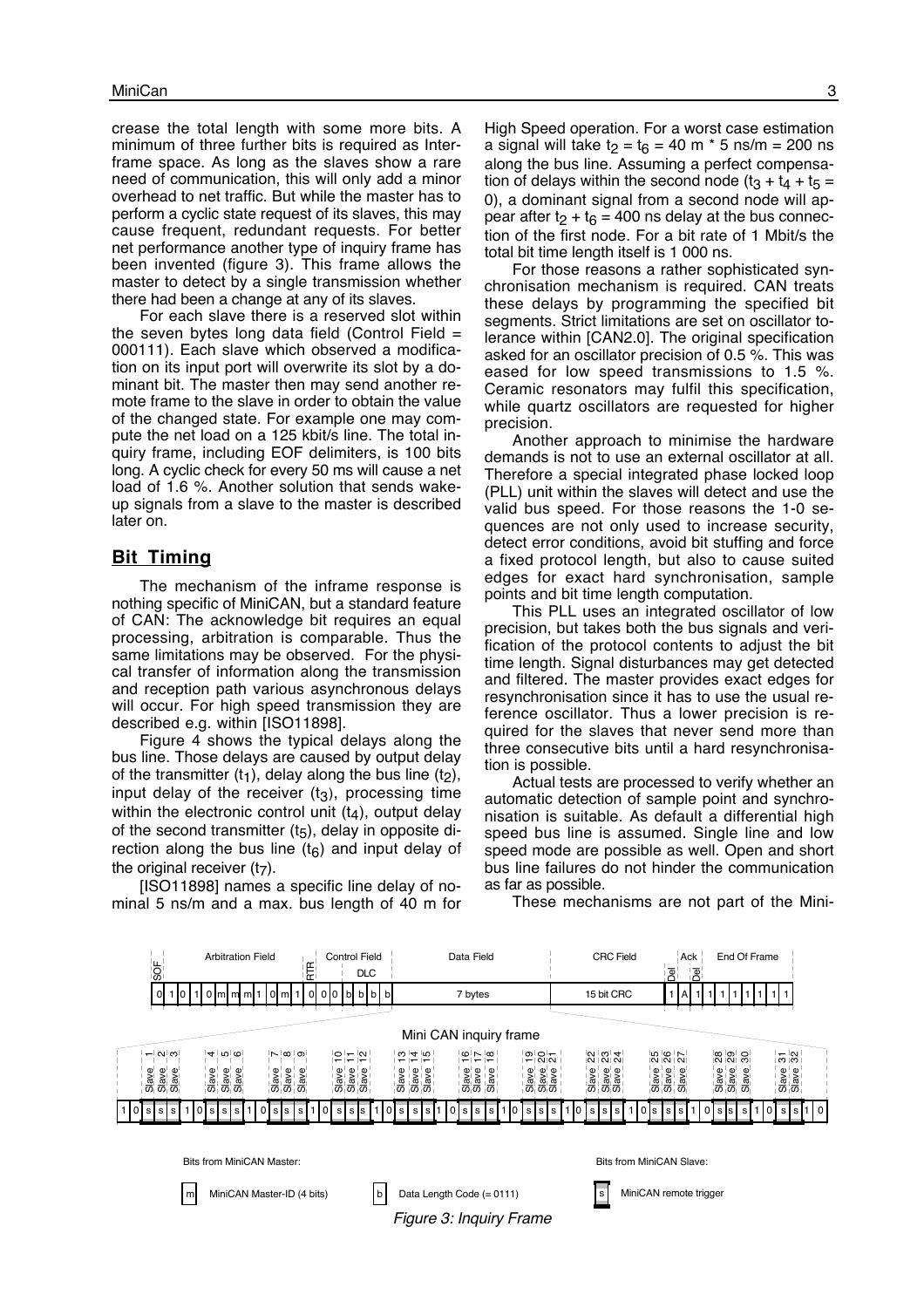crease the total length with some more bits. A minimum of three further bits is required as Interframe space. As long as the slaves show a rare need of communication, this will only add a minor overhead to net traffic. But while the master has to perform a cyclic state request of its slaves, this may cause frequent, redundant requests. For better net performance another type of inquiry frame has been invented (figure 3). This frame allows the master to detect by a single transmission whether there had been a change at any of its slaves.

For each slave there is a reserved slot within the seven bytes long data field (Control Field = 000111). Each slave which observed a modification on its input port will overwrite its slot by a dominant bit. The master then may send another remote frame to the slave in order to obtain the value of the changed state. For example one may compute the net load on a 125 kbit/s line. The total inquiry frame, including EOF delimiters, is 100 bits long. A cyclic check for every 50 ms will cause a net load of 1.6 %. Another solution that sends wake-up signals from a slave to the master is described later on.

## Bit Timing

The mechanism of the inframe response is nothing specific of MiniCAN, but a standard feature of CAN: The acknowledge bit requires an equal processing, arbitration is comparable. Thus the same limitations may be observed. For the physical transfer of information along the transmission and reception path various asynchronous delays will occur. For high speed transmission they are described e.g. within [ISO11898].

Figure 4 shows the typical delays along the bus line. Those delays are caused by output delay of the transmitter ($t_1$), delay along the bus line ($t_2$), input delay of the receiver ($t_3$), processing time within the electronic control unit ($t_4$), output delay of the second transmitter ($t_5$), delay in opposite direction along the bus line ($t_6$) and input delay of the original receiver ($t_7$).

[ISO11898] names a specific line delay of nominal 5 ns/m and a max. bus length of 40 m for High Speed operation. For a worst case estimation a signal will take $t_2 = t_6 = 40\text{ m} * 5\text{ ns/m} = 200\text{ ns}$ along the bus line. Assuming a perfect compensation of delays within the second node ($t_3 + t_4 + t_5 = 0$), a dominant signal from a second node will appear after $t_2 + t_6 = 400$ ns delay at the bus connection of the first node. For a bit rate of 1 Mbit/s the total bit time length itself is 1 000 ns.

For those reasons a rather sophisticated synchronisation mechanism is required. CAN treats these delays by programming the specified bit segments. Strict limitations are set on oscillator tolerance within [CAN2.0]. The original specification asked for an oscillator precision of 0.5 %. This was eased for low speed transmissions to 1.5 %. Ceramic resonators may fulfil this specification, while quartz oscillators are requested for higher precision.

Another approach to minimise the hardware demands is not to use an external oscillator at all. Therefore a special integrated phase locked loop (PLL) unit within the slaves will detect and use the valid bus speed. For those reasons the 1-0 sequences are not only used to increase security, detect error conditions, avoid bit stuffing and force a fixed protocol length, but also to cause suited edges for exact hard synchronisation, sample points and bit time length computation.

This PLL uses an integrated oscillator of low precision, but takes both the bus signals and verification of the protocol contents to adjust the bit time length. Signal disturbances may get detected and filtered. The master provides exact edges for resynchronisation since it has to use the usual reference oscillator. Thus a lower precision is required for the slaves that never send more than three consecutive bits until a hard resynchronisation is possible.

Actual tests are processed to verify whether an automatic detection of sample point and synchronisation is suitable. As default a differential high speed bus line is assumed. Single line and low speed mode are possible as well. Open and short bus line failures do not hinder the communication as far as possible.

These mechanisms are not part of the Mini-

| SOF | Arbitration Field | RTR | Control Field (DLC) | Data Field | CRC Field | Del | Ack | Del | End Of Frame |
|---|---|---|---|---|---|---|---|---|---|
| 0 | 1 0 1 0 m m m 1 0 m | 1 | 0 0 b b b b | 7 bytes | 15 bit CRC | 1 | A | 1 | 1 1 1 1 1 1 1 |

Mini CAN inquiry frame

1 0 s s s 1 0 s s s 1 0 s s s 1 0 s s s 1 0 s s s 1 0 s s s 1 0 s s s 1 0 s s s 1 0 s s s 1 0 s s s 1 0 s s 1 0

(Slots: Slave 1 … Slave 32)

Bits from MiniCAN Master: m – MiniCAN Master-ID (4 bits); b – Data Length Code (= 0111)

Bits from MiniCAN Slave: s – MiniCAN remote trigger

*Figure 3: Inquiry Frame*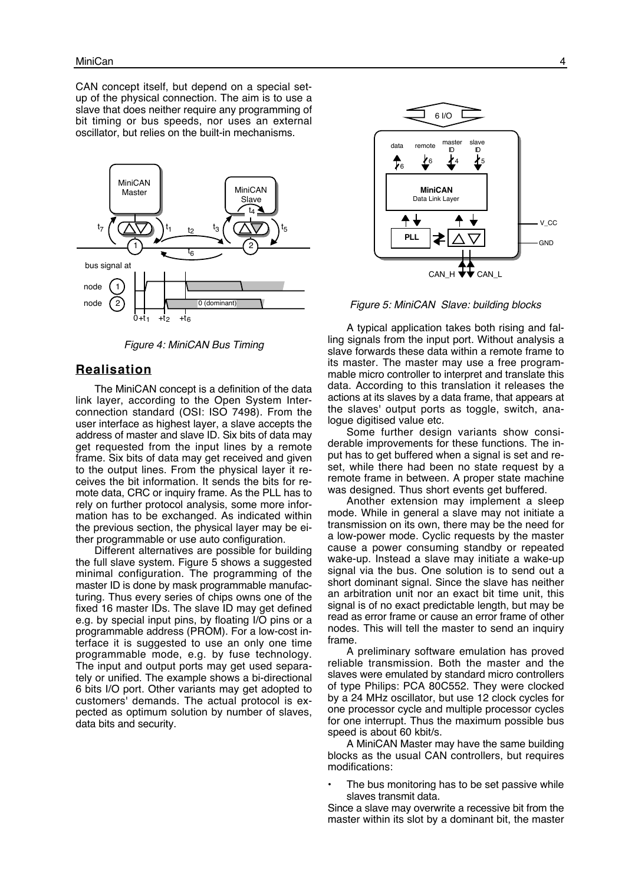CAN concept itself, but depend on a special set-up of the physical connection. The aim is to use a slave that does neither require any programming of bit timing or bus speeds, nor uses an external oscillator, but relies on the built-in mechanisms.

*Figure 4: MiniCAN Bus Timing*

## Realisation

The MiniCAN concept is a definition of the data link layer, according to the Open System Interconnection standard (OSI: ISO 7498). From the user interface as highest layer, a slave accepts the address of master and slave ID. Six bits of data may get requested from the input lines by a remote frame. Six bits of data may get received and given to the output lines. From the physical layer it receives the bit information. It sends the bits for remote data, CRC or inquiry frame. As the PLL has to rely on further protocol analysis, some more information has to be exchanged. As indicated within the previous section, the physical layer may be either programmable or use auto configuration.

Different alternatives are possible for building the full slave system. Figure 5 shows a suggested minimal configuration. The programming of the master ID is done by mask programmable manufacturing. Thus every series of chips owns one of the fixed 16 master IDs. The slave ID may get defined e.g. by special input pins, by floating I/O pins or a programmable address (PROM). For a low-cost interface it is suggested to use an only one time programmable mode, e.g. by fuse technology. The input and output ports may get used separately or unified. The example shows a bi-directional 6 bits I/O port. Other variants may get adopted to customers' demands. The actual protocol is expected as optimum solution by number of slaves, data bits and security.

*Figure 5: MiniCAN Slave: building blocks*

A typical application takes both rising and falling signals from the input port. Without analysis a slave forwards these data within a remote frame to its master. The master may use a free programmable micro controller to interpret and translate this data. According to this translation it releases the actions at its slaves by a data frame, that appears at the slaves' output ports as toggle, switch, analogue digitised value etc.

Some further design variants show considerable improvements for these functions. The input has to get buffered when a signal is set and reset, while there had been no state request by a remote frame in between. A proper state machine was designed. Thus short events get buffered.

Another extension may implement a sleep mode. While in general a slave may not initiate a transmission on its own, there may be the need for a low-power mode. Cyclic requests by the master cause a power consuming standby or repeated wake-up. Instead a slave may initiate a wake-up signal via the bus. One solution is to send out a short dominant signal. Since the slave has neither an arbitration unit nor an exact bit time unit, this signal is of no exact predictable length, but may be read as error frame or cause an error frame of other nodes. This will tell the master to send an inquiry frame.

A preliminary software emulation has proved reliable transmission. Both the master and the slaves were emulated by standard micro controllers of type Philips: PCA 80C552. They were clocked by a 24 MHz oscillator, but use 12 clock cycles for one processor cycle and multiple processor cycles for one interrupt. Thus the maximum possible bus speed is about 60 kbit/s.

A MiniCAN Master may have the same building blocks as the usual CAN controllers, but requires modifications:

- The bus monitoring has to be set passive while slaves transmit data.

Since a slave may overwrite a recessive bit from the master within its slot by a dominant bit, the master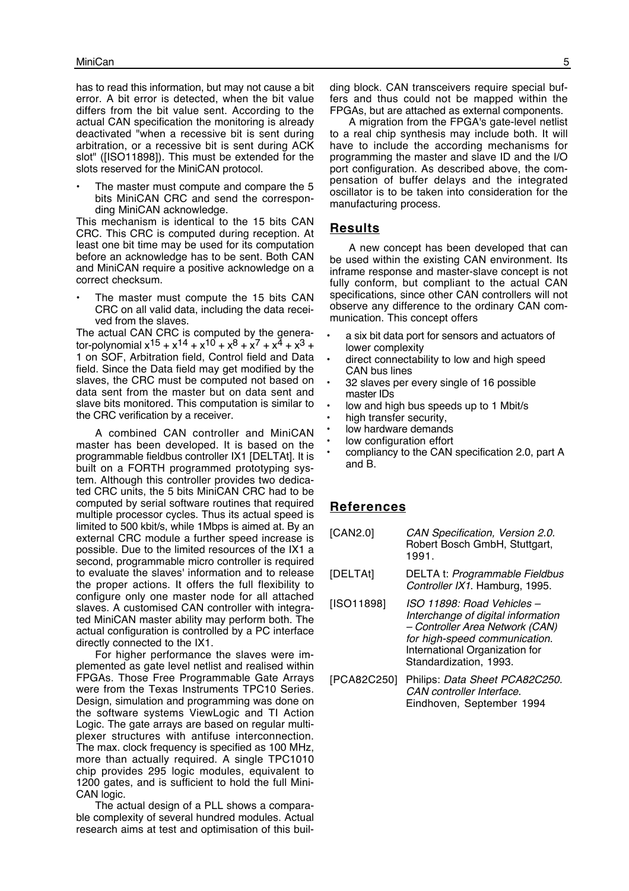has to read this information, but may not cause a bit error. A bit error is detected, when the bit value differs from the bit value sent. According to the actual CAN specification the monitoring is already deactivated "when a recessive bit is sent during arbitration, or a recessive bit is sent during ACK slot" ([ISO11898]). This must be extended for the slots reserved for the MiniCAN protocol.

- The master must compute and compare the 5 bits MiniCAN CRC and send the corresponding MiniCAN acknowledge.

This mechanism is identical to the 15 bits CAN CRC. This CRC is computed during reception. At least one bit time may be used for its computation before an acknowledge has to be sent. Both CAN and MiniCAN require a positive acknowledge on a correct checksum.

- The master must compute the 15 bits CAN CRC on all valid data, including the data received from the slaves.

The actual CAN CRC is computed by the generator-polynomial $x^{15} + x^{14} + x^{10} + x^{8} + x^{7} + x^{4} + x^{3} + 1$ on SOF, Arbitration field, Control field and Data field. Since the Data field may get modified by the slaves, the CRC must be computed not based on data sent from the master but on data sent and slave bits monitored. This computation is similar to the CRC verification by a receiver.

A combined CAN controller and MiniCAN master has been developed. It is based on the programmable fieldbus controller IX1 [DELTAt]. It is built on a FORTH programmed prototyping system. Although this controller provides two dedicated CRC units, the 5 bits MiniCAN CRC had to be computed by serial software routines that required multiple processor cycles. Thus its actual speed is limited to 500 kbit/s, while 1Mbps is aimed at. By an external CRC module a further speed increase is possible. Due to the limited resources of the IX1 a second, programmable micro controller is required to evaluate the slaves' information and to release the proper actions. It offers the full flexibility to configure only one master node for all attached slaves. A customised CAN controller with integrated MiniCAN master ability may perform both. The actual configuration is controlled by a PC interface directly connected to the IX1.

For higher performance the slaves were implemented as gate level netlist and realised within FPGAs. Those Free Programmable Gate Arrays were from the Texas Instruments TPC10 Series. Design, simulation and programming was done on the software systems ViewLogic and TI Action Logic. The gate arrays are based on regular multiplexer structures with antifuse interconnection. The max. clock frequency is specified as 100 MHz, more than actually required. A single TPC1010 chip provides 295 logic modules, equivalent to 1200 gates, and is sufficient to hold the full MiniCAN logic.

The actual design of a PLL shows a comparable complexity of several hundred modules. Actual research aims at test and optimisation of this building block. CAN transceivers require special buffers and thus could not be mapped within the FPGAs, but are attached as external components.

A migration from the FPGA's gate-level netlist to a real chip synthesis may include both. It will have to include the according mechanisms for programming the master and slave ID and the I/O port configuration. As described above, the compensation of buffer delays and the integrated oscillator is to be taken into consideration for the manufacturing process.

## Results

A new concept has been developed that can be used within the existing CAN environment. Its inframe response and master-slave concept is not fully conform, but compliant to the actual CAN specifications, since other CAN controllers will not observe any difference to the ordinary CAN communication. This concept offers

- a six bit data port for sensors and actuators of lower complexity
- direct connectability to low and high speed CAN bus lines
- 32 slaves per every single of 16 possible master IDs
- low and high bus speeds up to 1 Mbit/s
- high transfer security,
- low hardware demands
- low configuration effort
- compliancy to the CAN specification 2.0, part A and B.

## References

[CAN2.0] *CAN Specification, Version 2.0*. Robert Bosch GmbH, Stuttgart, 1991.

[DELTAt] DELTA t: *Programmable Fieldbus Controller IX1*. Hamburg, 1995.

[ISO11898] *ISO 11898: Road Vehicles – Interchange of digital information – Controller Area Network (CAN) for high-speed communication*. International Organization for Standardization, 1993.

[PCA82C250] Philips: *Data Sheet PCA82C250. CAN controller Interface.* Eindhoven, September 1994